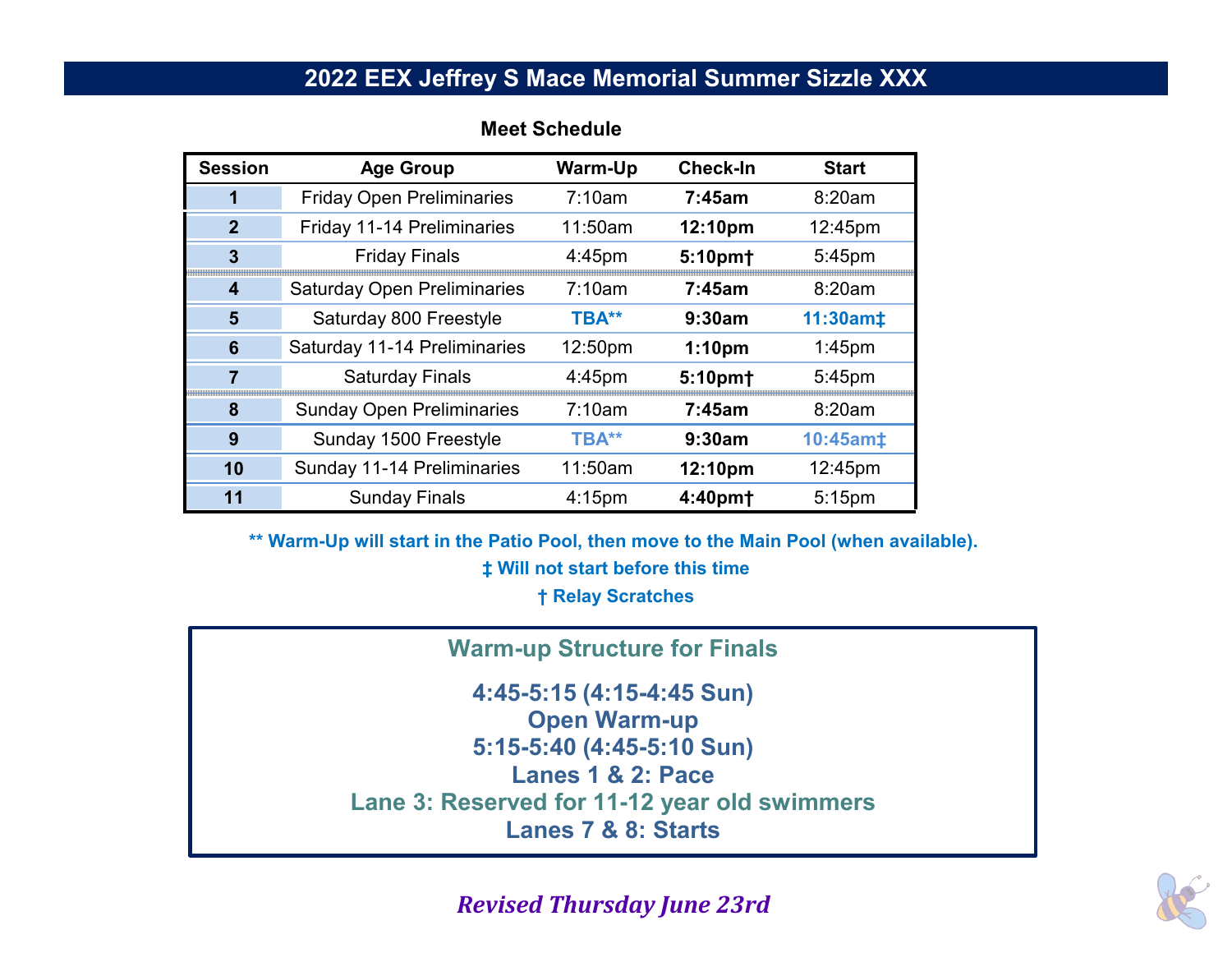# 2022 EEX Jeffrey S Mace Memorial Summer Sizzle XXX

## Meet Schedule

| Session | Age Group | Warm-Up | Check-In | Start |
|---|---|---|---|---|
| 1 | Friday Open Preliminaries | 7:10am | **7:45am** | 8:20am |
| 2 | Friday 11-14 Preliminaries | 11:50am | **12:10pm** | 12:45pm |
| 3 | Friday Finals | 4:45pm | **5:10pm†** | 5:45pm |
| 4 | Saturday Open Preliminaries | 7:10am | **7:45am** | 8:20am |
| 5 | Saturday 800 Freestyle | **TBA\*\*** | **9:30am** | **11:30am‡** |
| 6 | Saturday 11-14 Preliminaries | 12:50pm | **1:10pm** | 1:45pm |
| 7 | Saturday Finals | 4:45pm | **5:10pm†** | 5:45pm |
| 8 | Sunday Open Preliminaries | 7:10am | **7:45am** | 8:20am |
| 9 | Sunday 1500 Freestyle | **TBA\*\*** | **9:30am** | **10:45am‡** |
| 10 | Sunday 11-14 Preliminaries | 11:50am | **12:10pm** | 12:45pm |
| 11 | Sunday Finals | 4:15pm | **4:40pm†** | 5:15pm |

**\*\* Warm-Up will start in the Patio Pool, then move to the Main Pool (when available).**

**‡ Will not start before this time**

**† Relay Scratches**

### Warm-up Structure for Finals

**4:45-5:15 (4:15-4:45 Sun)**
**Open Warm-up**
**5:15-5:40 (4:45-5:10 Sun)**
**Lanes 1 & 2: Pace**
**Lane 3: Reserved for 11-12 year old swimmers**
**Lanes 7 & 8: Starts**

***Revised Thursday June 23rd***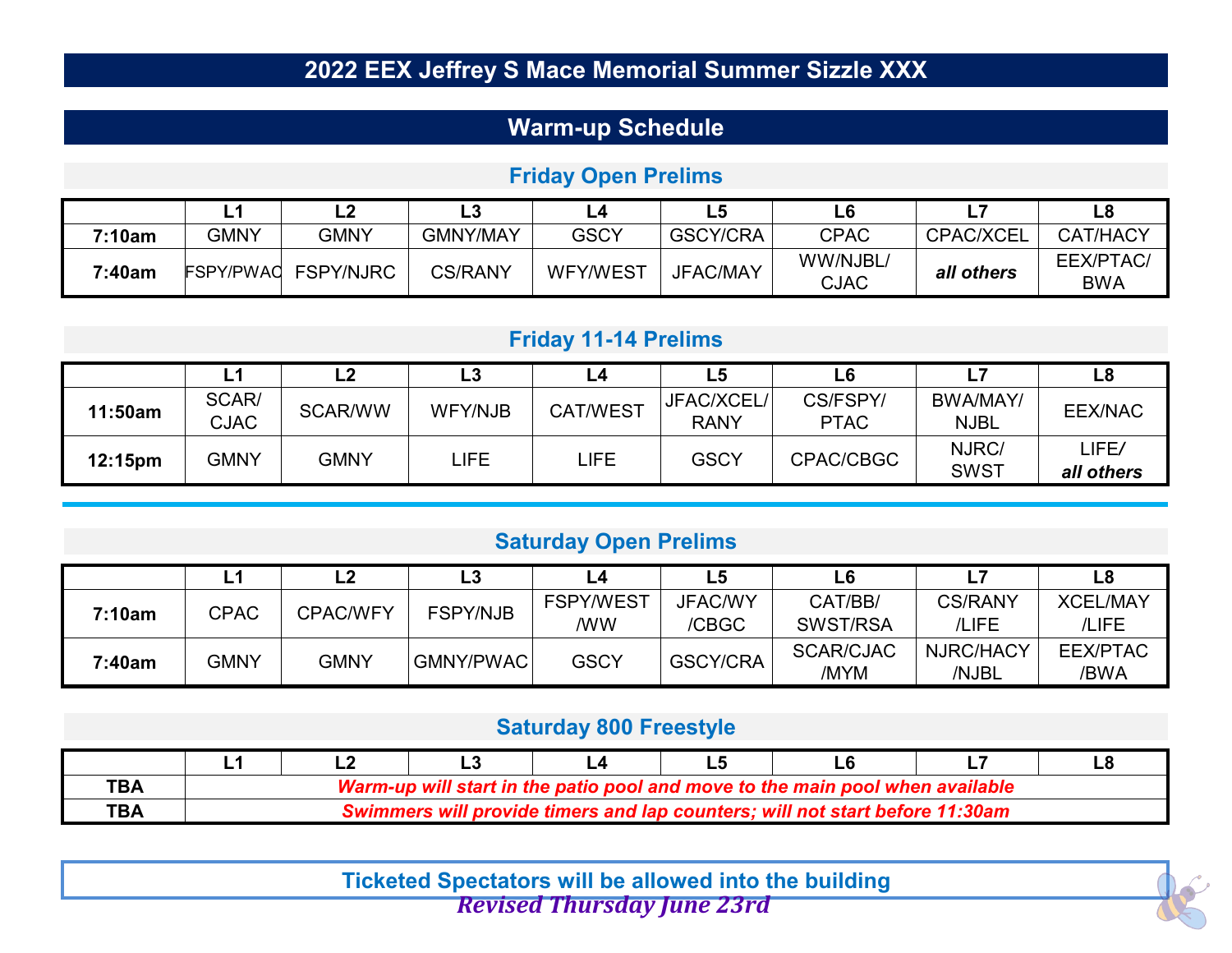# 2022 EEX Jeffrey S Mace Memorial Summer Sizzle XXX

## Warm-up Schedule

### Friday Open Prelims

| | L1 | L2 | L3 | L4 | L5 | L6 | L7 | L8 |
|---|---|---|---|---|---|---|---|---|
| **7:10am** | GMNY | GMNY | GMNY/MAY | GSCY | GSCY/CRA | CPAC | CPAC/XCEL | CAT/HACY |
| **7:40am** | FSPY/PWAC | FSPY/NJRC | CS/RANY | WFY/WEST | JFAC/MAY | WW/NJBL/ CJAC | ***all others*** | EEX/PTAC/ BWA |

### Friday 11-14 Prelims

| | L1 | L2 | L3 | L4 | L5 | L6 | L7 | L8 |
|---|---|---|---|---|---|---|---|---|
| **11:50am** | SCAR/ CJAC | SCAR/WW | WFY/NJB | CAT/WEST | JFAC/XCEL/ RANY | CS/FSPY/ PTAC | BWA/MAY/ NJBL | EEX/NAC |
| **12:15pm** | GMNY | GMNY | LIFE | LIFE | GSCY | CPAC/CBGC | NJRC/ SWST | LIFE/ ***all others*** |

### Saturday Open Prelims

| | L1 | L2 | L3 | L4 | L5 | L6 | L7 | L8 |
|---|---|---|---|---|---|---|---|---|
| **7:10am** | CPAC | CPAC/WFY | FSPY/NJB | FSPY/WEST /WW | JFAC/WY /CBGC | CAT/BB/ SWST/RSA | CS/RANY /LIFE | XCEL/MAY /LIFE |
| **7:40am** | GMNY | GMNY | GMNY/PWAC | GSCY | GSCY/CRA | SCAR/CJAC /MYM | NJRC/HACY /NJBL | EEX/PTAC /BWA |

### Saturday 800 Freestyle

| | L1 | L2 | L3 | L4 | L5 | L6 | L7 | L8 |
|---|---|---|---|---|---|---|---|---|
| **TBA** | ***Warm-up will start in the patio pool and move to the main pool when available*** | | | | | | | |
| **TBA** | ***Swimmers will provide timers and lap counters; will not start before 11:30am*** | | | | | | | |

**Ticketed Spectators will be allowed into the building**

***Revised Thursday June 23rd***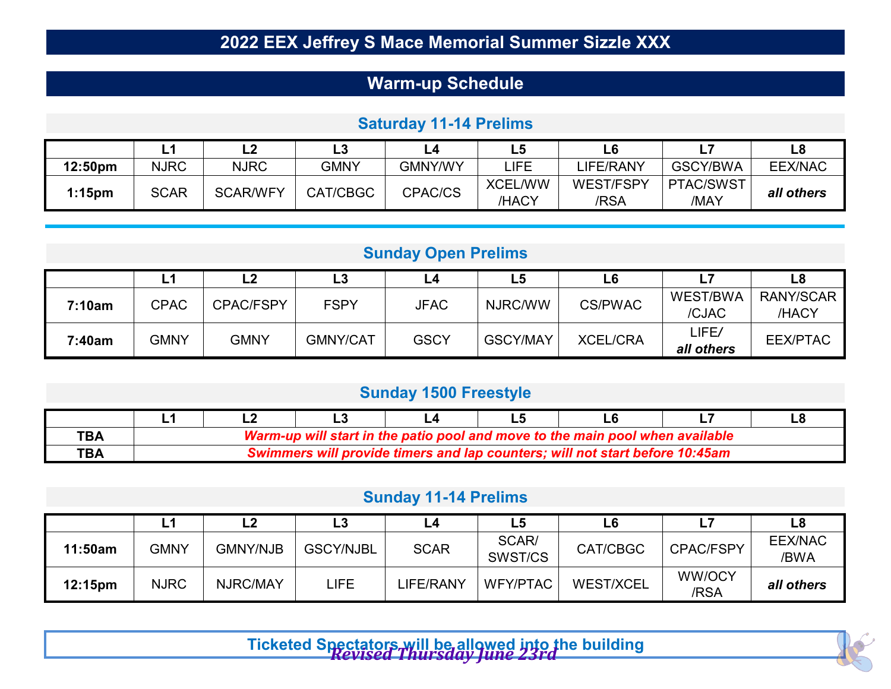# 2022 EEX Jeffrey S Mace Memorial Summer Sizzle XXX

## Warm-up Schedule

### Saturday 11-14 Prelims

| | L1 | L2 | L3 | L4 | L5 | L6 | L7 | L8 |
|---|---|---|---|---|---|---|---|---|
| **12:50pm** | NJRC | NJRC | GMNY | GMNY/WY | LIFE | LIFE/RANY | GSCY/BWA | EEX/NAC |
| **1:15pm** | SCAR | SCAR/WFY | CAT/CBGC | CPAC/CS | XCEL/WW/HACY | WEST/FSPY/RSA | PTAC/SWST/MAY | ***all others*** |

### Sunday Open Prelims

| | L1 | L2 | L3 | L4 | L5 | L6 | L7 | L8 |
|---|---|---|---|---|---|---|---|---|
| **7:10am** | CPAC | CPAC/FSPY | FSPY | JFAC | NJRC/WW | CS/PWAC | WEST/BWA/CJAC | RANY/SCAR/HACY |
| **7:40am** | GMNY | GMNY | GMNY/CAT | GSCY | GSCY/MAY | XCEL/CRA | LIFE/ ***all others*** | EEX/PTAC |

### Sunday 1500 Freestyle

| | L1 | L2 | L3 | L4 | L5 | L6 | L7 | L8 |
|---|---|---|---|---|---|---|---|---|
| **TBA** | *Warm-up will start in the patio pool and move to the main pool when available* | | | | | | | |
| **TBA** | *Swimmers will provide timers and lap counters; will not start before 10:45am* | | | | | | | |

### Sunday 11-14 Prelims

| | L1 | L2 | L3 | L4 | L5 | L6 | L7 | L8 |
|---|---|---|---|---|---|---|---|---|
| **11:50am** | GMNY | GMNY/NJB | GSCY/NJBL | SCAR | SCAR/SWST/CS | CAT/CBGC | CPAC/FSPY | EEX/NAC/BWA |
| **12:15pm** | NJRC | NJRC/MAY | LIFE | LIFE/RANY | WFY/PTAC | WEST/XCEL | WW/OCY/RSA | ***all others*** |

**Ticketed Spectators will be allowed into the building**

*Revised Thursday June 23rd*